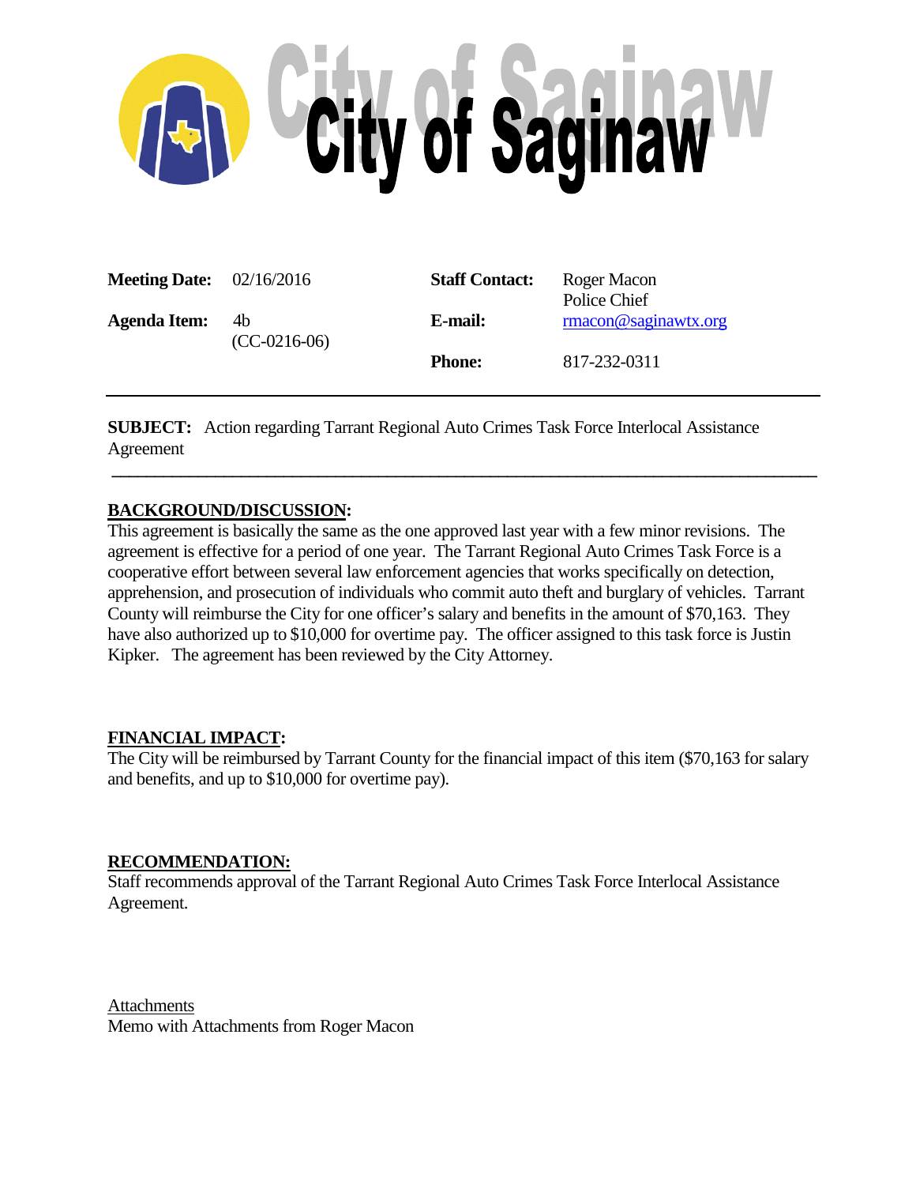# City of Saginaw

| | | | |
|---|---|---|---|
| **Meeting Date:** | 02/16/2016 | **Staff Contact:** | Roger Macon<br>Police Chief |
| **Agenda Item:** | 4b<br>(CC-0216-06) | **E-mail:** | rmacon@saginawtx.org |
| | | **Phone:** | 817-232-0311 |

---

**SUBJECT:** Action regarding Tarrant Regional Auto Crimes Task Force Interlocal Assistance Agreement

---

**BACKGROUND/DISCUSSION:**

This agreement is basically the same as the one approved last year with a few minor revisions. The agreement is effective for a period of one year. The Tarrant Regional Auto Crimes Task Force is a cooperative effort between several law enforcement agencies that works specifically on detection, apprehension, and prosecution of individuals who commit auto theft and burglary of vehicles. Tarrant County will reimburse the City for one officer's salary and benefits in the amount of $70,163. They have also authorized up to $10,000 for overtime pay. The officer assigned to this task force is Justin Kipker. The agreement has been reviewed by the City Attorney.

**FINANCIAL IMPACT:**

The City will be reimbursed by Tarrant County for the financial impact of this item ($70,163 for salary and benefits, and up to $10,000 for overtime pay).

**RECOMMENDATION:**

Staff recommends approval of the Tarrant Regional Auto Crimes Task Force Interlocal Assistance Agreement.

Attachments

Memo with Attachments from Roger Macon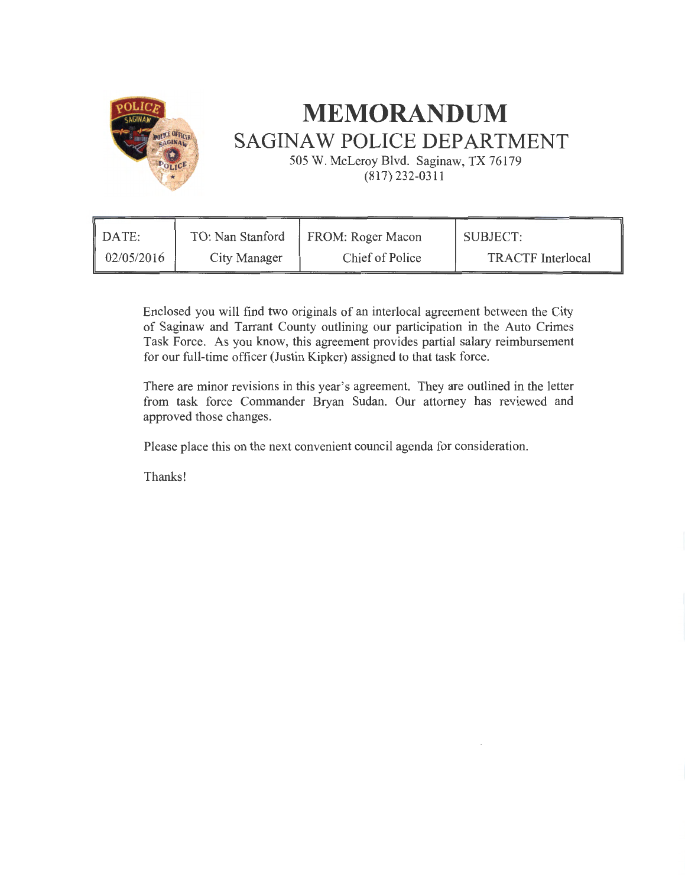# MEMORANDUM

## SAGINAW POLICE DEPARTMENT

505 W. McLeroy Blvd. Saginaw, TX 76179
(817) 232-0311

| DATE: | TO: Nan Stanford | FROM: Roger Macon | SUBJECT: |
|---|---|---|---|
| 02/05/2016 | City Manager | Chief of Police | TRACTF Interlocal |

Enclosed you will find two originals of an interlocal agreement between the City of Saginaw and Tarrant County outlining our participation in the Auto Crimes Task Force. As you know, this agreement provides partial salary reimbursement for our full-time officer (Justin Kipker) assigned to that task force.

There are minor revisions in this year's agreement. They are outlined in the letter from task force Commander Bryan Sudan. Our attorney has reviewed and approved those changes.

Please place this on the next convenient council agenda for consideration.

Thanks!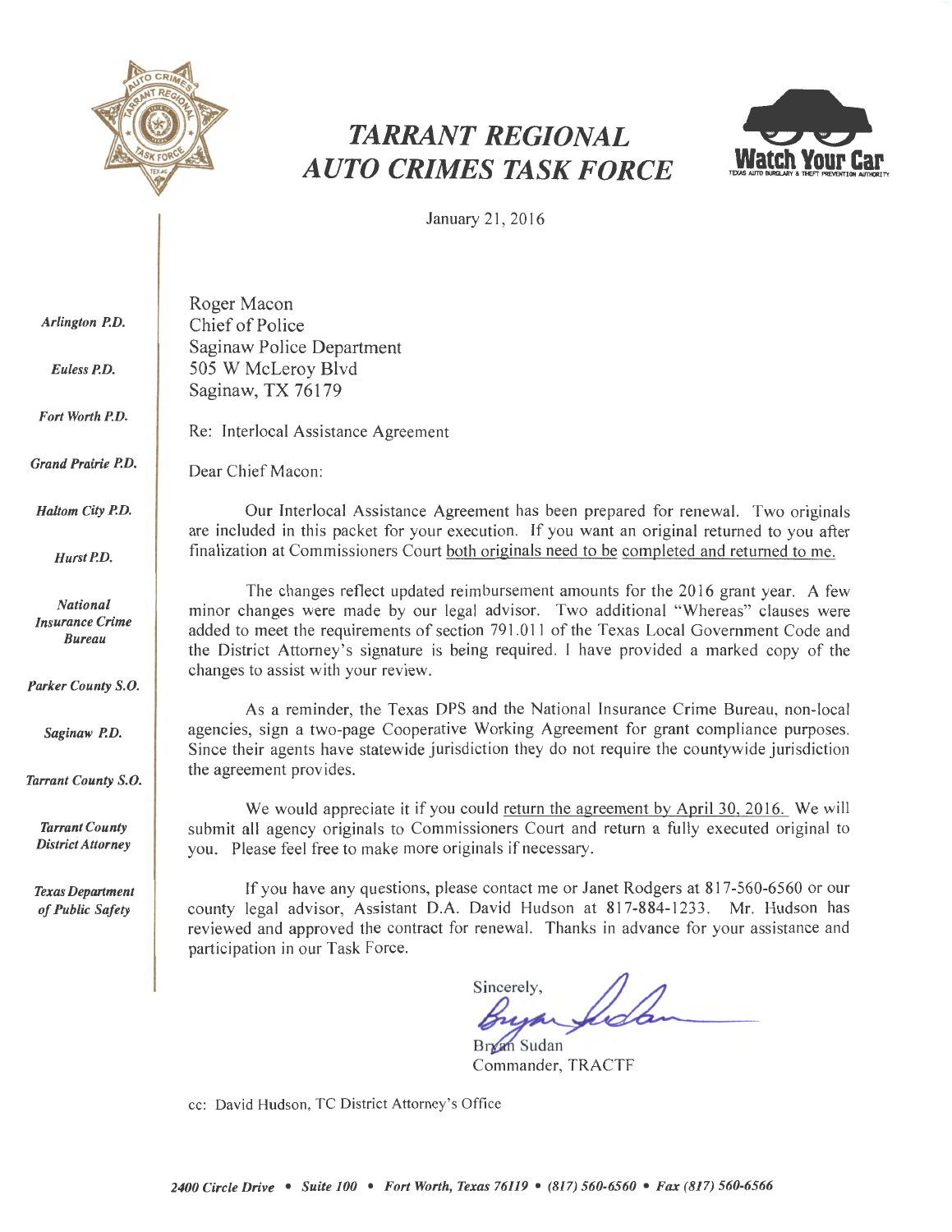# TARRANT REGIONAL AUTO CRIMES TASK FORCE

Watch Your Car

TEXAS AUTO BURGLARY & THEFT PREVENTION AUTHORITY

January 21, 2016

*Arlington P.D.*

*Euless P.D.*

*Fort Worth P.D.*

*Grand Prairie P.D.*

*Haltom City P.D.*

*Hurst P.D.*

*National Insurance Crime Bureau*

*Parker County S.O.*

*Saginaw P.D.*

*Tarrant County S.O.*

*Tarrant County District Attorney*

*Texas Department of Public Safety*

Roger Macon
Chief of Police
Saginaw Police Department
505 W McLeroy Blvd
Saginaw, TX 76179

Re: Interlocal Assistance Agreement

Dear Chief Macon:

Our Interlocal Assistance Agreement has been prepared for renewal. Two originals are included in this packet for your execution. If you want an original returned to you after finalization at Commissioners Court both originals need to be completed and returned to me.

The changes reflect updated reimbursement amounts for the 2016 grant year. A few minor changes were made by our legal advisor. Two additional "Whereas" clauses were added to meet the requirements of section 791.011 of the Texas Local Government Code and the District Attorney's signature is being required. I have provided a marked copy of the changes to assist with your review.

As a reminder, the Texas DPS and the National Insurance Crime Bureau, non-local agencies, sign a two-page Cooperative Working Agreement for grant compliance purposes. Since their agents have statewide jurisdiction they do not require the countywide jurisdiction the agreement provides.

We would appreciate it if you could return the agreement by April 30, 2016. We will submit all agency originals to Commissioners Court and return a fully executed original to you. Please feel free to make more originals if necessary.

If you have any questions, please contact me or Janet Rodgers at 817-560-6560 or our county legal advisor, Assistant D.A. David Hudson at 817-884-1233. Mr. Hudson has reviewed and approved the contract for renewal. Thanks in advance for your assistance and participation in our Task Force.

Sincerely,

Bryan Sudan
Commander, TRACTF

cc: David Hudson, TC District Attorney's Office

*2400 Circle Drive • Suite 100 • Fort Worth, Texas 76119 • (817) 560-6560 • Fax (817) 560-6566*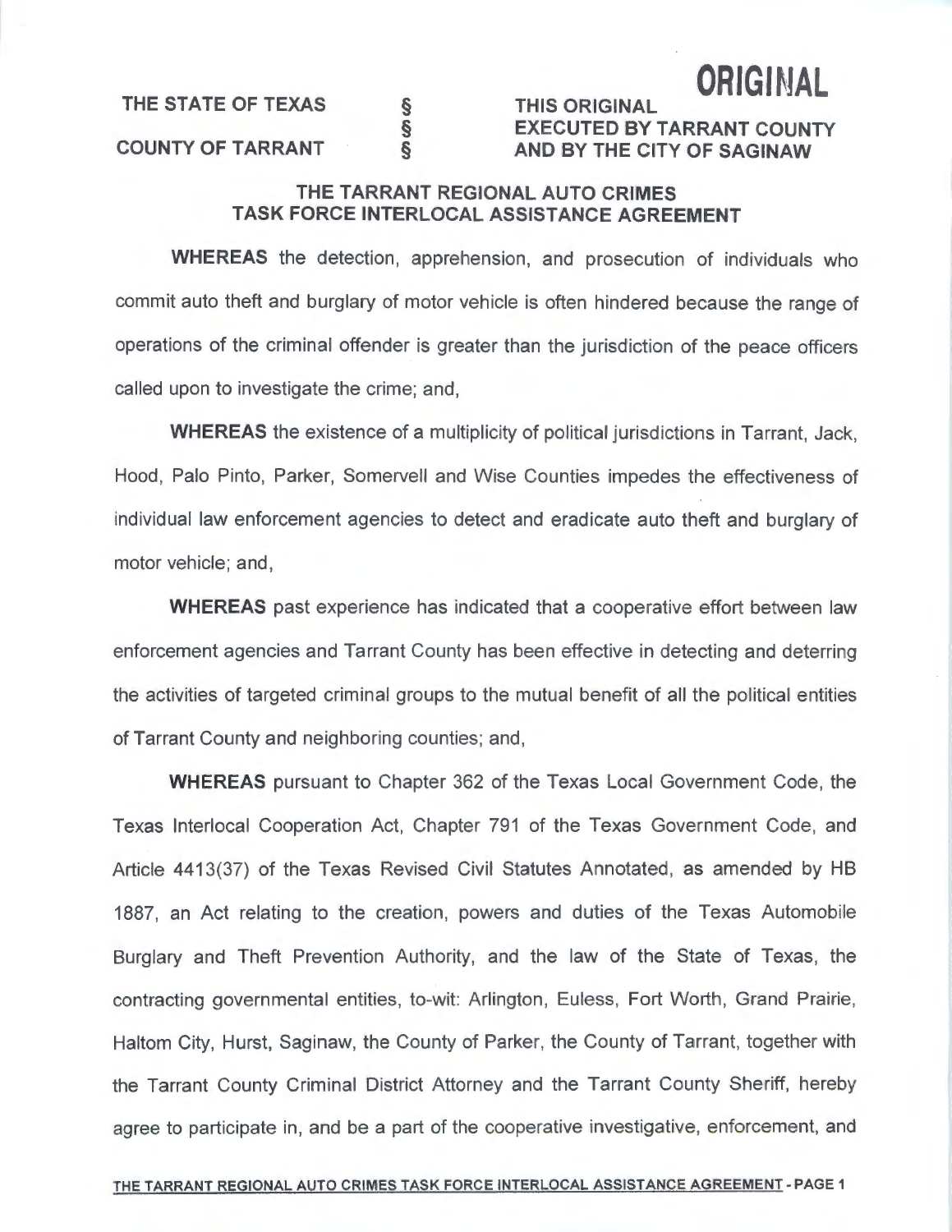**ORIGINAL**

| | | |
|---|---|---|
| **THE STATE OF TEXAS** | § | **THIS ORIGINAL** |
| | § | **EXECUTED BY TARRANT COUNTY** |
| **COUNTY OF TARRANT** | § | **AND BY THE CITY OF SAGINAW** |

## THE TARRANT REGIONAL AUTO CRIMES TASK FORCE INTERLOCAL ASSISTANCE AGREEMENT

**WHEREAS** the detection, apprehension, and prosecution of individuals who commit auto theft and burglary of motor vehicle is often hindered because the range of operations of the criminal offender is greater than the jurisdiction of the peace officers called upon to investigate the crime; and,

**WHEREAS** the existence of a multiplicity of political jurisdictions in Tarrant, Jack, Hood, Palo Pinto, Parker, Somervell and Wise Counties impedes the effectiveness of individual law enforcement agencies to detect and eradicate auto theft and burglary of motor vehicle; and,

**WHEREAS** past experience has indicated that a cooperative effort between law enforcement agencies and Tarrant County has been effective in detecting and deterring the activities of targeted criminal groups to the mutual benefit of all the political entities of Tarrant County and neighboring counties; and,

**WHEREAS** pursuant to Chapter 362 of the Texas Local Government Code, the Texas Interlocal Cooperation Act, Chapter 791 of the Texas Government Code, and Article 4413(37) of the Texas Revised Civil Statutes Annotated, as amended by HB 1887, an Act relating to the creation, powers and duties of the Texas Automobile Burglary and Theft Prevention Authority, and the law of the State of Texas, the contracting governmental entities, to-wit: Arlington, Euless, Fort Worth, Grand Prairie, Haltom City, Hurst, Saginaw, the County of Parker, the County of Tarrant, together with the Tarrant County Criminal District Attorney and the Tarrant County Sheriff, hereby agree to participate in, and be a part of the cooperative investigative, enforcement, and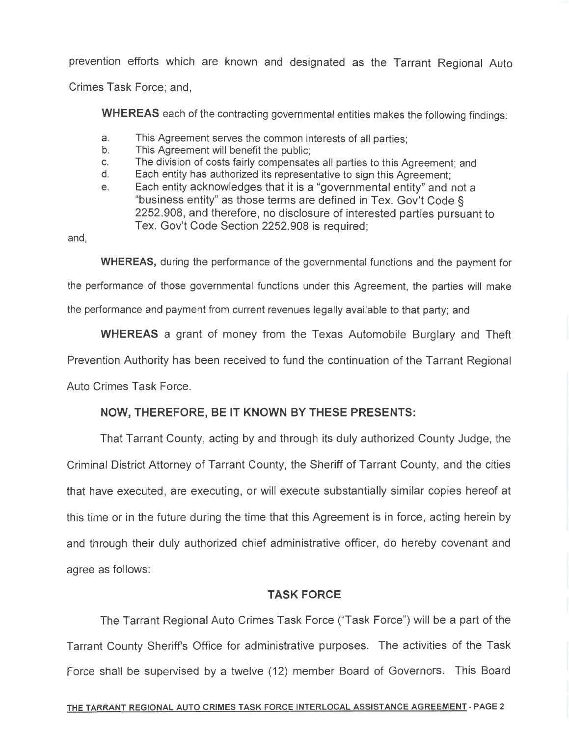prevention efforts which are known and designated as the Tarrant Regional Auto Crimes Task Force; and,

**WHEREAS** each of the contracting governmental entities makes the following findings:

a. This Agreement serves the common interests of all parties;
b. This Agreement will benefit the public;
c. The division of costs fairly compensates all parties to this Agreement; and
d. Each entity has authorized its representative to sign this Agreement;
e. Each entity acknowledges that it is a "governmental entity" and not a "business entity" as those terms are defined in Tex. Gov't Code § 2252.908, and therefore, no disclosure of interested parties pursuant to Tex. Gov't Code Section 2252.908 is required;

and,

**WHEREAS,** during the performance of the governmental functions and the payment for the performance of those governmental functions under this Agreement, the parties will make the performance and payment from current revenues legally available to that party; and

**WHEREAS** a grant of money from the Texas Automobile Burglary and Theft Prevention Authority has been received to fund the continuation of the Tarrant Regional Auto Crimes Task Force.

**NOW, THEREFORE, BE IT KNOWN BY THESE PRESENTS:**

That Tarrant County, acting by and through its duly authorized County Judge, the Criminal District Attorney of Tarrant County, the Sheriff of Tarrant County, and the cities that have executed, are executing, or will execute substantially similar copies hereof at this time or in the future during the time that this Agreement is in force, acting herein by and through their duly authorized chief administrative officer, do hereby covenant and agree as follows:

## TASK FORCE

The Tarrant Regional Auto Crimes Task Force ("Task Force") will be a part of the Tarrant County Sheriff's Office for administrative purposes. The activities of the Task Force shall be supervised by a twelve (12) member Board of Governors. This Board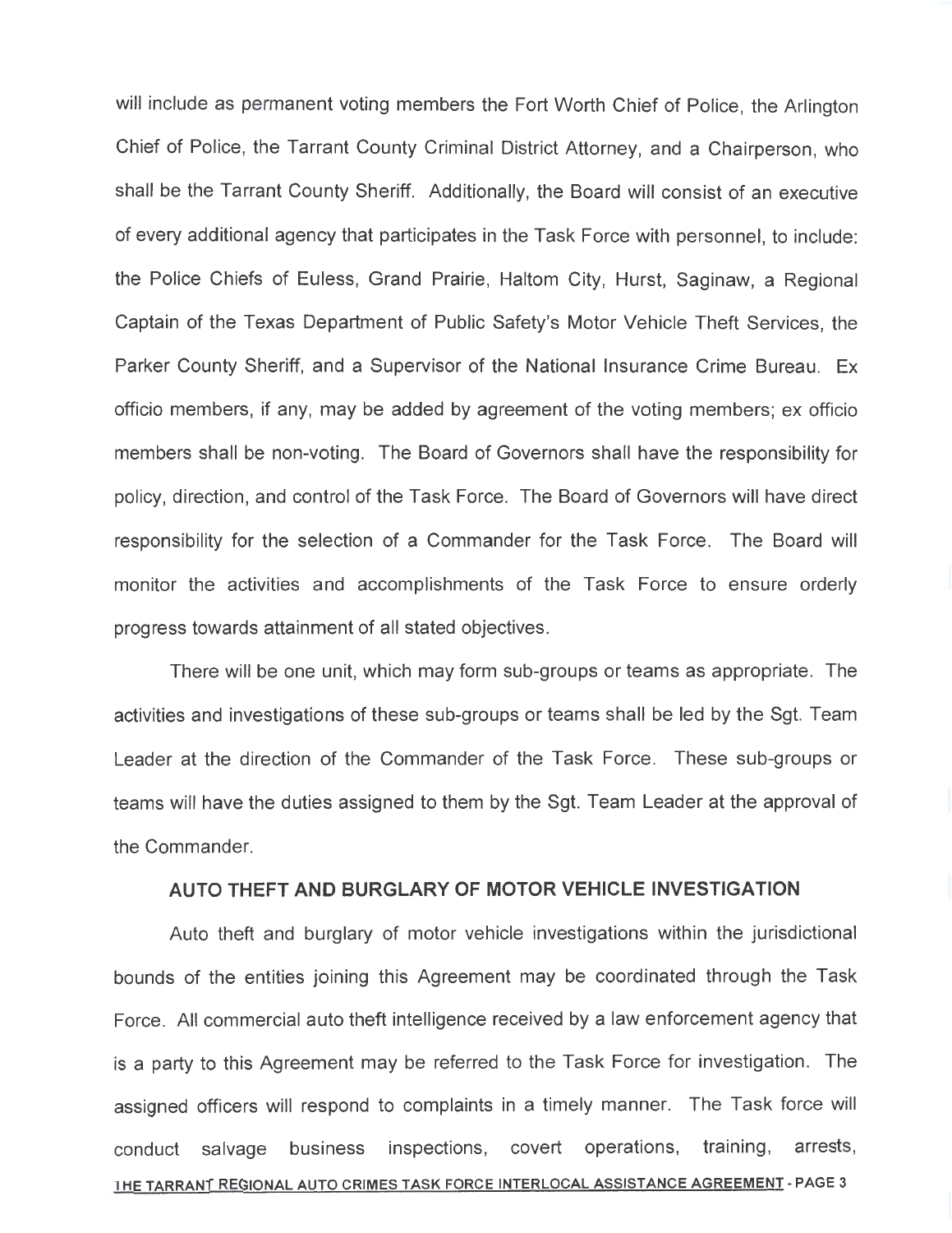will include as permanent voting members the Fort Worth Chief of Police, the Arlington Chief of Police, the Tarrant County Criminal District Attorney, and a Chairperson, who shall be the Tarrant County Sheriff. Additionally, the Board will consist of an executive of every additional agency that participates in the Task Force with personnel, to include: the Police Chiefs of Euless, Grand Prairie, Haltom City, Hurst, Saginaw, a Regional Captain of the Texas Department of Public Safety's Motor Vehicle Theft Services, the Parker County Sheriff, and a Supervisor of the National Insurance Crime Bureau. Ex officio members, if any, may be added by agreement of the voting members; ex officio members shall be non-voting. The Board of Governors shall have the responsibility for policy, direction, and control of the Task Force. The Board of Governors will have direct responsibility for the selection of a Commander for the Task Force. The Board will monitor the activities and accomplishments of the Task Force to ensure orderly progress towards attainment of all stated objectives.

There will be one unit, which may form sub-groups or teams as appropriate. The activities and investigations of these sub-groups or teams shall be led by the Sgt. Team Leader at the direction of the Commander of the Task Force. These sub-groups or teams will have the duties assigned to them by the Sgt. Team Leader at the approval of the Commander.

## AUTO THEFT AND BURGLARY OF MOTOR VEHICLE INVESTIGATION

Auto theft and burglary of motor vehicle investigations within the jurisdictional bounds of the entities joining this Agreement may be coordinated through the Task Force. All commercial auto theft intelligence received by a law enforcement agency that is a party to this Agreement may be referred to the Task Force for investigation. The assigned officers will respond to complaints in a timely manner. The Task force will conduct salvage business inspections, covert operations, training, arrests,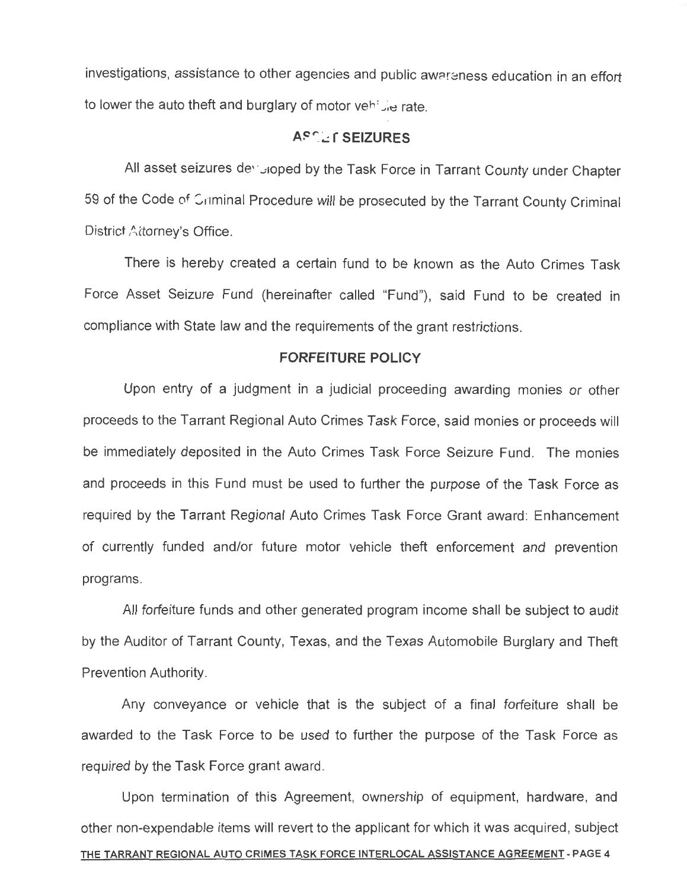investigations, assistance to other agencies and public awareness education in an effort to lower the auto theft and burglary of motor vehicle rate.

## ASSET SEIZURES

All asset seizures developed by the Task Force in Tarrant County under Chapter 59 of the Code of Criminal Procedure will be prosecuted by the Tarrant County Criminal District Attorney's Office.

There is hereby created a certain fund to be known as the Auto Crimes Task Force Asset Seizure Fund (hereinafter called "Fund"), said Fund to be created in compliance with State law and the requirements of the grant restrictions.

## FORFEITURE POLICY

Upon entry of a judgment in a judicial proceeding awarding monies or other proceeds to the Tarrant Regional Auto Crimes Task Force, said monies or proceeds will be immediately deposited in the Auto Crimes Task Force Seizure Fund. The monies and proceeds in this Fund must be used to further the purpose of the Task Force as required by the Tarrant Regional Auto Crimes Task Force Grant award: Enhancement of currently funded and/or future motor vehicle theft enforcement and prevention programs.

All forfeiture funds and other generated program income shall be subject to audit by the Auditor of Tarrant County, Texas, and the Texas Automobile Burglary and Theft Prevention Authority.

Any conveyance or vehicle that is the subject of a final forfeiture shall be awarded to the Task Force to be used to further the purpose of the Task Force as required by the Task Force grant award.

Upon termination of this Agreement, ownership of equipment, hardware, and other non-expendable items will revert to the applicant for which it was acquired, subject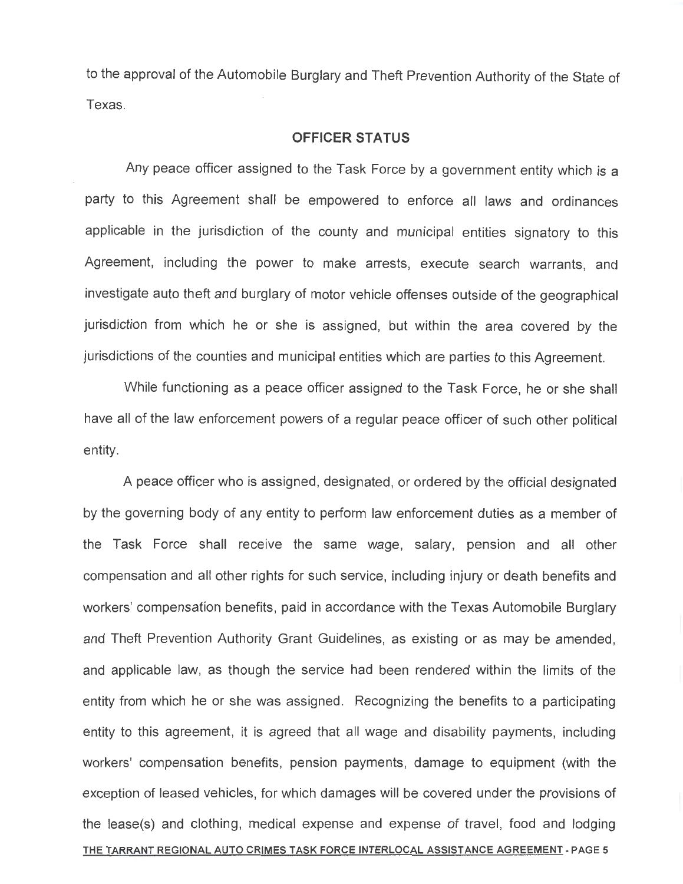to the approval of the Automobile Burglary and Theft Prevention Authority of the State of Texas.

## OFFICER STATUS

Any peace officer assigned to the Task Force by a government entity which is a party to this Agreement shall be empowered to enforce all laws and ordinances applicable in the jurisdiction of the county and municipal entities signatory to this Agreement, including the power to make arrests, execute search warrants, and investigate auto theft and burglary of motor vehicle offenses outside of the geographical jurisdiction from which he or she is assigned, but within the area covered by the jurisdictions of the counties and municipal entities which are parties to this Agreement.

While functioning as a peace officer assigned to the Task Force, he or she shall have all of the law enforcement powers of a regular peace officer of such other political entity.

A peace officer who is assigned, designated, or ordered by the official designated by the governing body of any entity to perform law enforcement duties as a member of the Task Force shall receive the same wage, salary, pension and all other compensation and all other rights for such service, including injury or death benefits and workers' compensation benefits, paid in accordance with the Texas Automobile Burglary and Theft Prevention Authority Grant Guidelines, as existing or as may be amended, and applicable law, as though the service had been rendered within the limits of the entity from which he or she was assigned. Recognizing the benefits to a participating entity to this agreement, it is agreed that all wage and disability payments, including workers' compensation benefits, pension payments, damage to equipment (with the exception of leased vehicles, for which damages will be covered under the provisions of the lease(s) and clothing, medical expense and expense of travel, food and lodging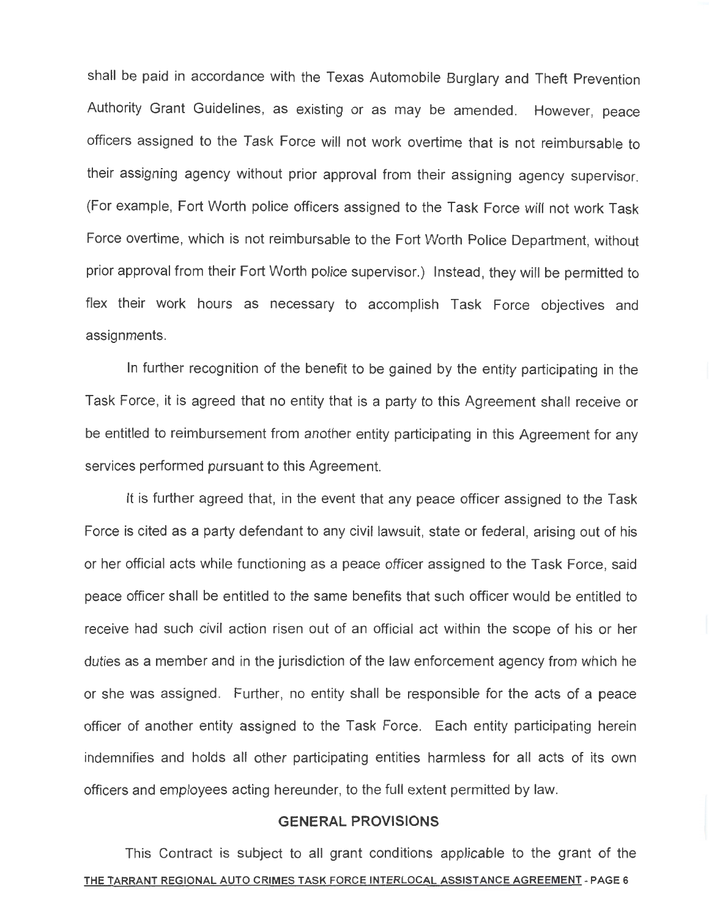shall be paid in accordance with the Texas Automobile Burglary and Theft Prevention Authority Grant Guidelines, as existing or as may be amended. However, peace officers assigned to the Task Force will not work overtime that is not reimbursable to their assigning agency without prior approval from their assigning agency supervisor. (For example, Fort Worth police officers assigned to the Task Force will not work Task Force overtime, which is not reimbursable to the Fort Worth Police Department, without prior approval from their Fort Worth police supervisor.) Instead, they will be permitted to flex their work hours as necessary to accomplish Task Force objectives and assignments.

In further recognition of the benefit to be gained by the entity participating in the Task Force, it is agreed that no entity that is a party to this Agreement shall receive or be entitled to reimbursement from another entity participating in this Agreement for any services performed pursuant to this Agreement.

It is further agreed that, in the event that any peace officer assigned to the Task Force is cited as a party defendant to any civil lawsuit, state or federal, arising out of his or her official acts while functioning as a peace officer assigned to the Task Force, said peace officer shall be entitled to the same benefits that such officer would be entitled to receive had such civil action risen out of an official act within the scope of his or her duties as a member and in the jurisdiction of the law enforcement agency from which he or she was assigned. Further, no entity shall be responsible for the acts of a peace officer of another entity assigned to the Task Force. Each entity participating herein indemnifies and holds all other participating entities harmless for all acts of its own officers and employees acting hereunder, to the full extent permitted by law.

## GENERAL PROVISIONS

This Contract is subject to all grant conditions applicable to the grant of the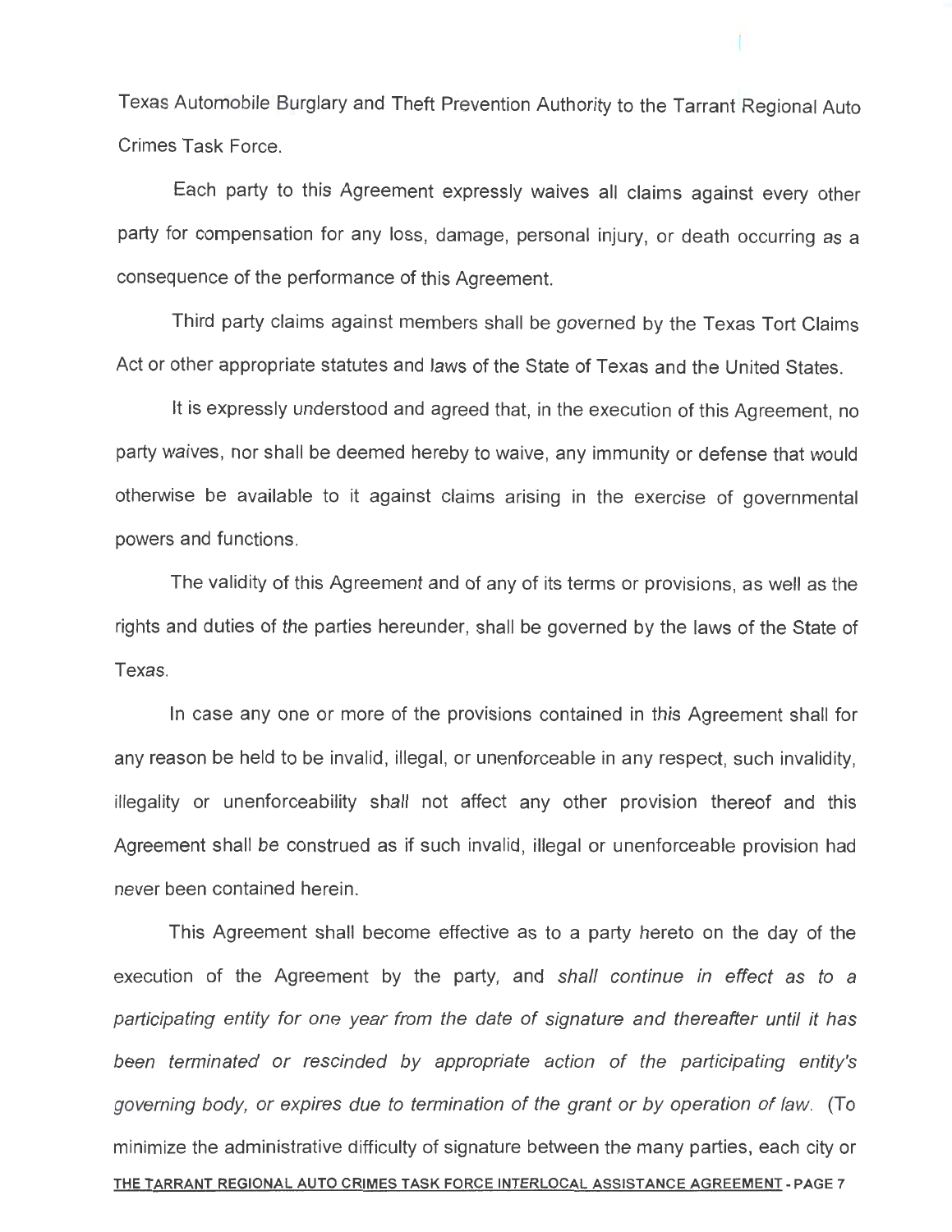Texas Automobile Burglary and Theft Prevention Authority to the Tarrant Regional Auto Crimes Task Force.

Each party to this Agreement expressly waives all claims against every other party for compensation for any loss, damage, personal injury, or death occurring as a consequence of the performance of this Agreement.

Third party claims against members shall be governed by the Texas Tort Claims Act or other appropriate statutes and laws of the State of Texas and the United States.

It is expressly understood and agreed that, in the execution of this Agreement, no party waives, nor shall be deemed hereby to waive, any immunity or defense that would otherwise be available to it against claims arising in the exercise of governmental powers and functions.

The validity of this Agreement and of any of its terms or provisions, as well as the rights and duties of the parties hereunder, shall be governed by the laws of the State of Texas.

In case any one or more of the provisions contained in this Agreement shall for any reason be held to be invalid, illegal, or unenforceable in any respect, such invalidity, illegality or unenforceability shall not affect any other provision thereof and this Agreement shall be construed as if such invalid, illegal or unenforceable provision had never been contained herein.

This Agreement shall become effective as to a party hereto on the day of the execution of the Agreement by the party, and *shall continue in effect as to a participating entity for one year from the date of signature and thereafter until it has been terminated or rescinded by appropriate action of the participating entity's governing body, or expires due to termination of the grant or by operation of law.* (To minimize the administrative difficulty of signature between the many parties, each city or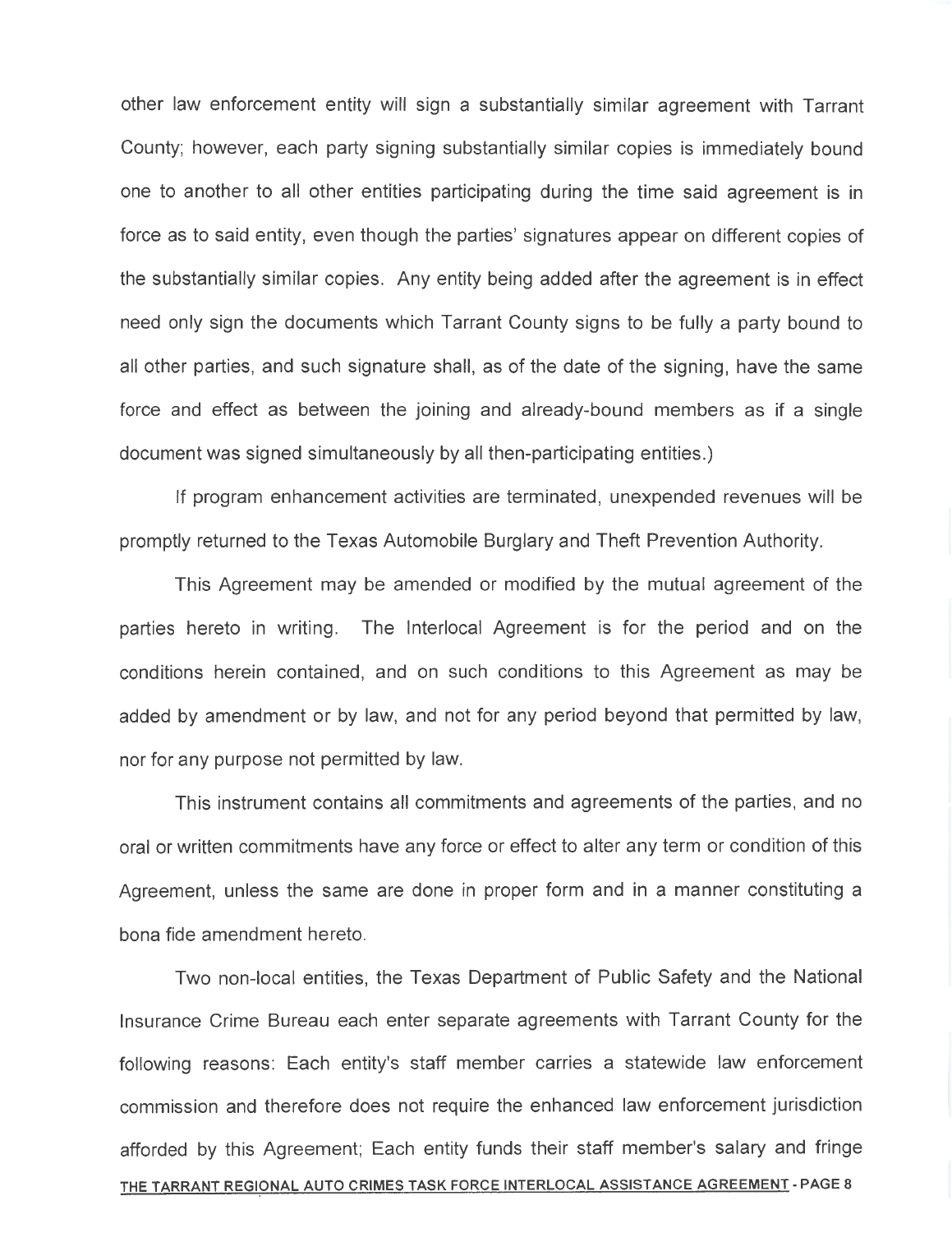other law enforcement entity will sign a substantially similar agreement with Tarrant County; however, each party signing substantially similar copies is immediately bound one to another to all other entities participating during the time said agreement is in force as to said entity, even though the parties' signatures appear on different copies of the substantially similar copies. Any entity being added after the agreement is in effect need only sign the documents which Tarrant County signs to be fully a party bound to all other parties, and such signature shall, as of the date of the signing, have the same force and effect as between the joining and already-bound members as if a single document was signed simultaneously by all then-participating entities.)

If program enhancement activities are terminated, unexpended revenues will be promptly returned to the Texas Automobile Burglary and Theft Prevention Authority.

This Agreement may be amended or modified by the mutual agreement of the parties hereto in writing. The Interlocal Agreement is for the period and on the conditions herein contained, and on such conditions to this Agreement as may be added by amendment or by law, and not for any period beyond that permitted by law, nor for any purpose not permitted by law.

This instrument contains all commitments and agreements of the parties, and no oral or written commitments have any force or effect to alter any term or condition of this Agreement, unless the same are done in proper form and in a manner constituting a bona fide amendment hereto.

Two non-local entities, the Texas Department of Public Safety and the National Insurance Crime Bureau each enter separate agreements with Tarrant County for the following reasons: Each entity's staff member carries a statewide law enforcement commission and therefore does not require the enhanced law enforcement jurisdiction afforded by this Agreement; Each entity funds their staff member's salary and fringe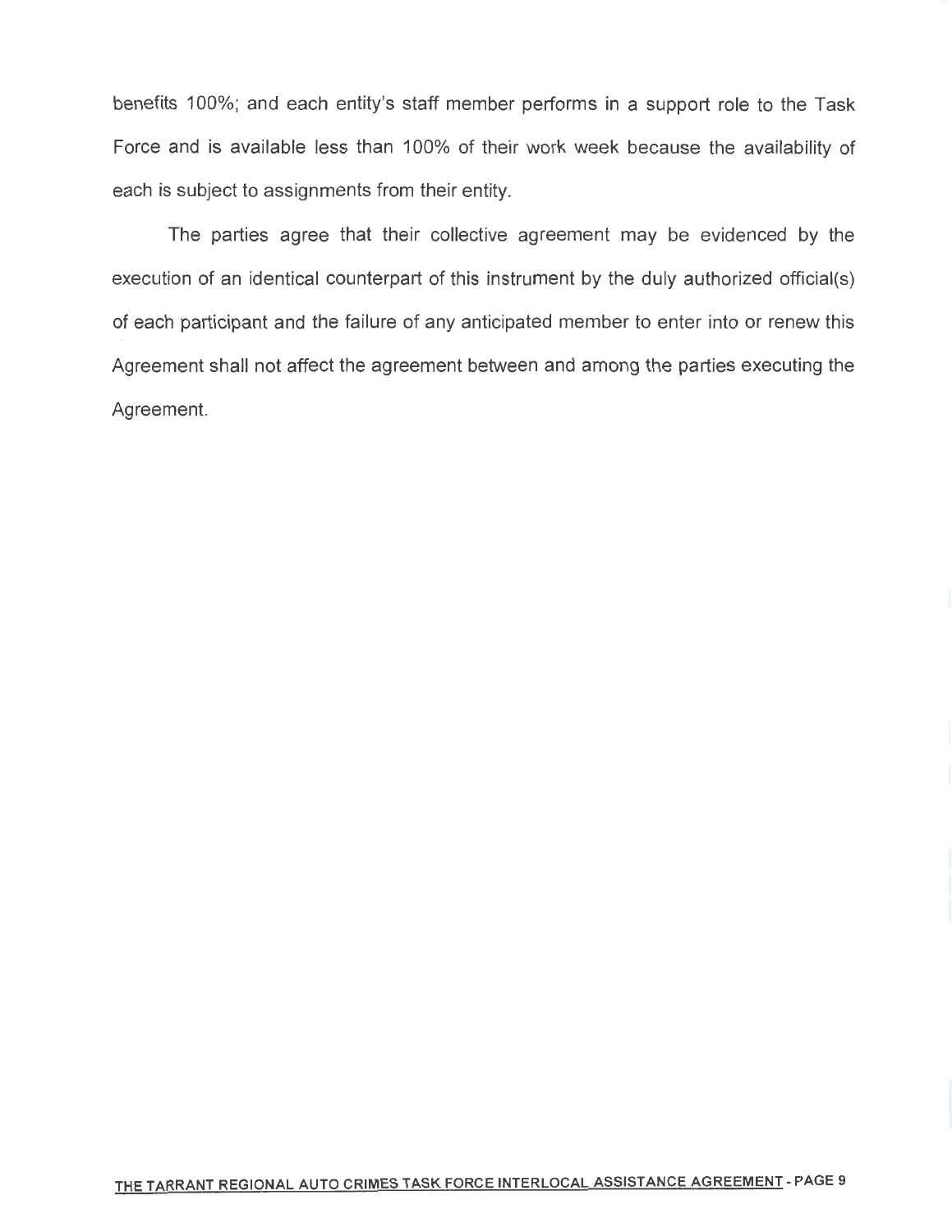benefits 100%; and each entity's staff member performs in a support role to the Task Force and is available less than 100% of their work week because the availability of each is subject to assignments from their entity.

The parties agree that their collective agreement may be evidenced by the execution of an identical counterpart of this instrument by the duly authorized official(s) of each participant and the failure of any anticipated member to enter into or renew this Agreement shall not affect the agreement between and among the parties executing the Agreement.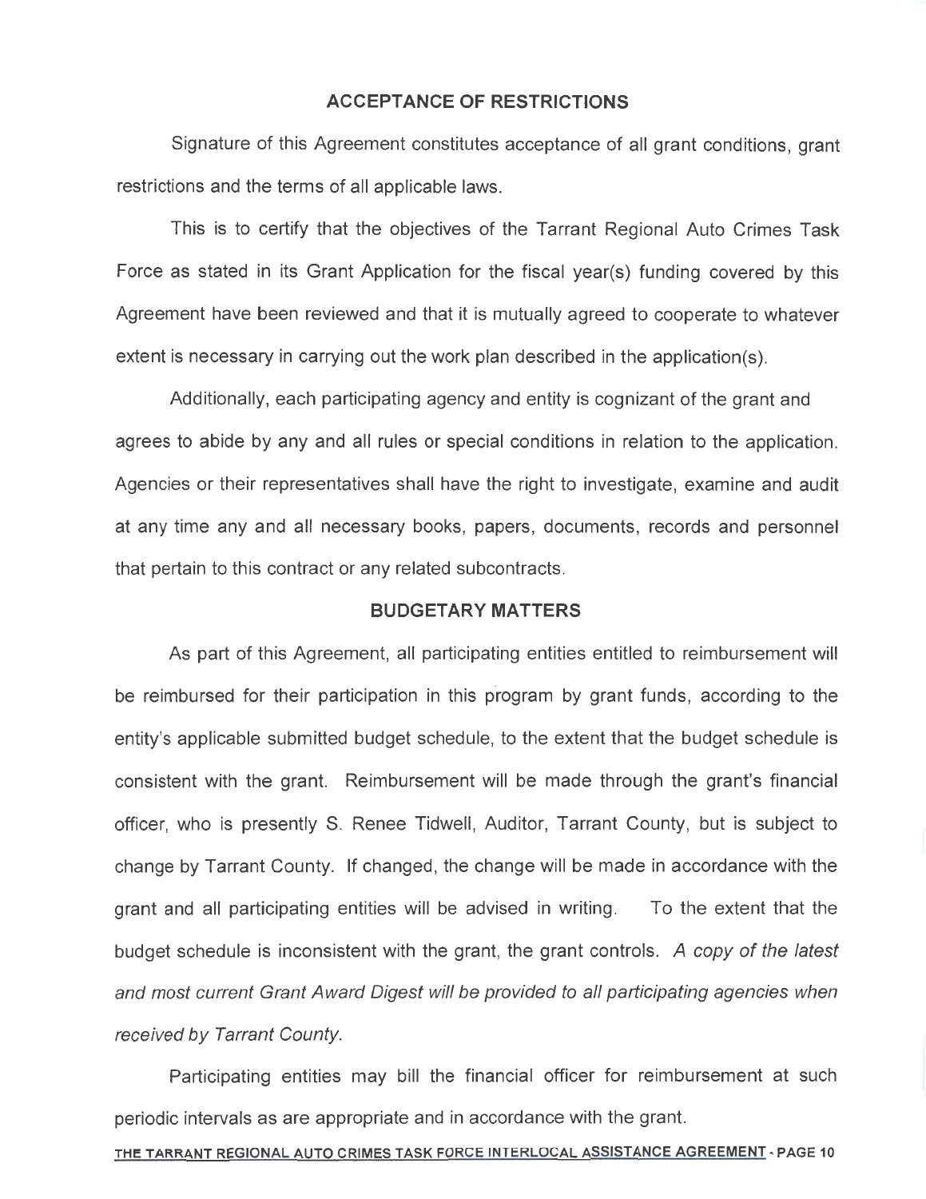## ACCEPTANCE OF RESTRICTIONS

Signature of this Agreement constitutes acceptance of all grant conditions, grant restrictions and the terms of all applicable laws.

This is to certify that the objectives of the Tarrant Regional Auto Crimes Task Force as stated in its Grant Application for the fiscal year(s) funding covered by this Agreement have been reviewed and that it is mutually agreed to cooperate to whatever extent is necessary in carrying out the work plan described in the application(s).

Additionally, each participating agency and entity is cognizant of the grant and agrees to abide by any and all rules or special conditions in relation to the application. Agencies or their representatives shall have the right to investigate, examine and audit at any time any and all necessary books, papers, documents, records and personnel that pertain to this contract or any related subcontracts.

## BUDGETARY MATTERS

As part of this Agreement, all participating entities entitled to reimbursement will be reimbursed for their participation in this program by grant funds, according to the entity's applicable submitted budget schedule, to the extent that the budget schedule is consistent with the grant. Reimbursement will be made through the grant's financial officer, who is presently S. Renee Tidwell, Auditor, Tarrant County, but is subject to change by Tarrant County. If changed, the change will be made in accordance with the grant and all participating entities will be advised in writing. To the extent that the budget schedule is inconsistent with the grant, the grant controls. *A copy of the latest and most current Grant Award Digest will be provided to all participating agencies when received by Tarrant County.*

Participating entities may bill the financial officer for reimbursement at such periodic intervals as are appropriate and in accordance with the grant.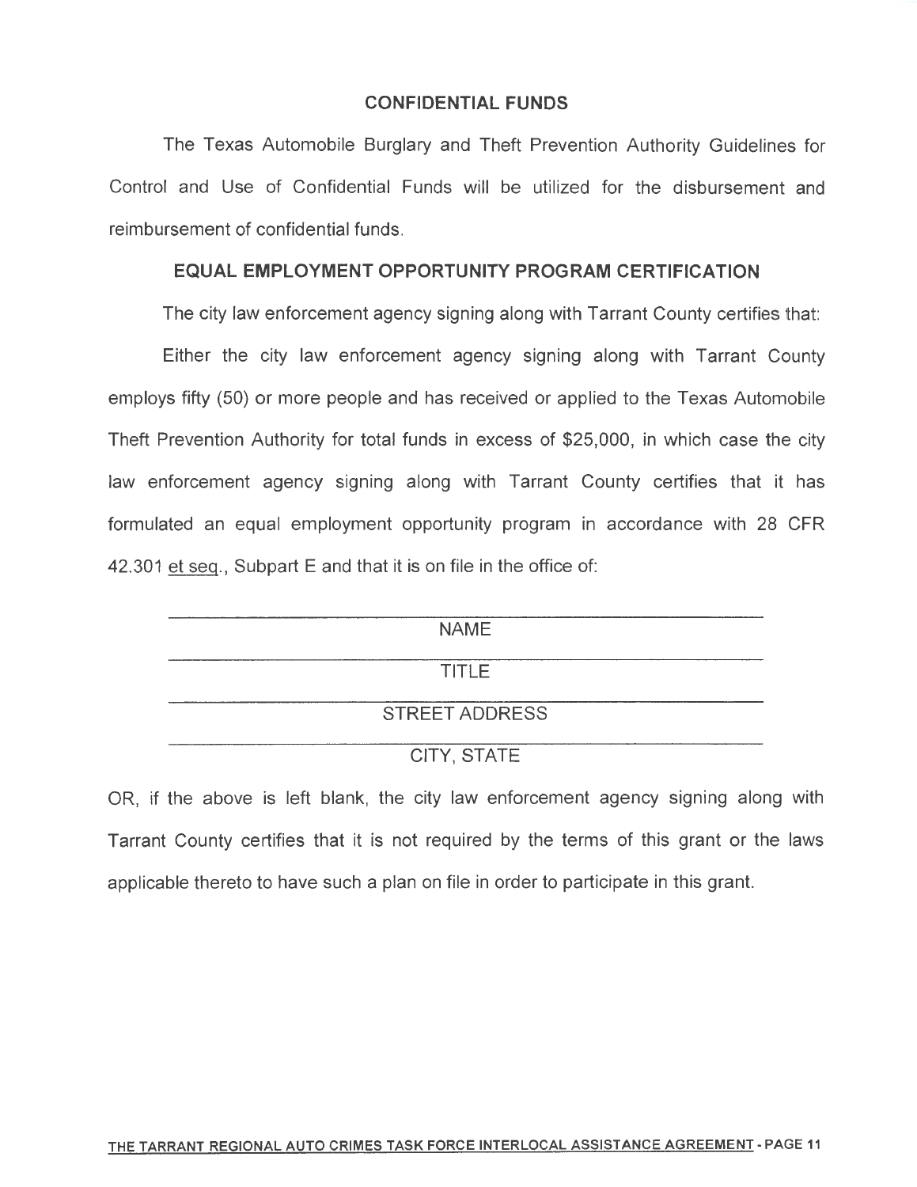## CONFIDENTIAL FUNDS

The Texas Automobile Burglary and Theft Prevention Authority Guidelines for Control and Use of Confidential Funds will be utilized for the disbursement and reimbursement of confidential funds.

## EQUAL EMPLOYMENT OPPORTUNITY PROGRAM CERTIFICATION

The city law enforcement agency signing along with Tarrant County certifies that:

Either the city law enforcement agency signing along with Tarrant County employs fifty (50) or more people and has received or applied to the Texas Automobile Theft Prevention Authority for total funds in excess of $25,000, in which case the city law enforcement agency signing along with Tarrant County certifies that it has formulated an equal employment opportunity program in accordance with 28 CFR 42.301 et seq., Subpart E and that it is on file in the office of:

\_\_\_\_\_\_\_\_\_\_\_\_\_\_\_\_\_\_\_\_\_\_\_\_\_\_\_\_\_\_\_\_\_\_\_\_\_\_\_\_
NAME

\_\_\_\_\_\_\_\_\_\_\_\_\_\_\_\_\_\_\_\_\_\_\_\_\_\_\_\_\_\_\_\_\_\_\_\_\_\_\_\_
TITLE

\_\_\_\_\_\_\_\_\_\_\_\_\_\_\_\_\_\_\_\_\_\_\_\_\_\_\_\_\_\_\_\_\_\_\_\_\_\_\_\_
STREET ADDRESS

\_\_\_\_\_\_\_\_\_\_\_\_\_\_\_\_\_\_\_\_\_\_\_\_\_\_\_\_\_\_\_\_\_\_\_\_\_\_\_\_
CITY, STATE

OR, if the above is left blank, the city law enforcement agency signing along with Tarrant County certifies that it is not required by the terms of this grant or the laws applicable thereto to have such a plan on file in order to participate in this grant.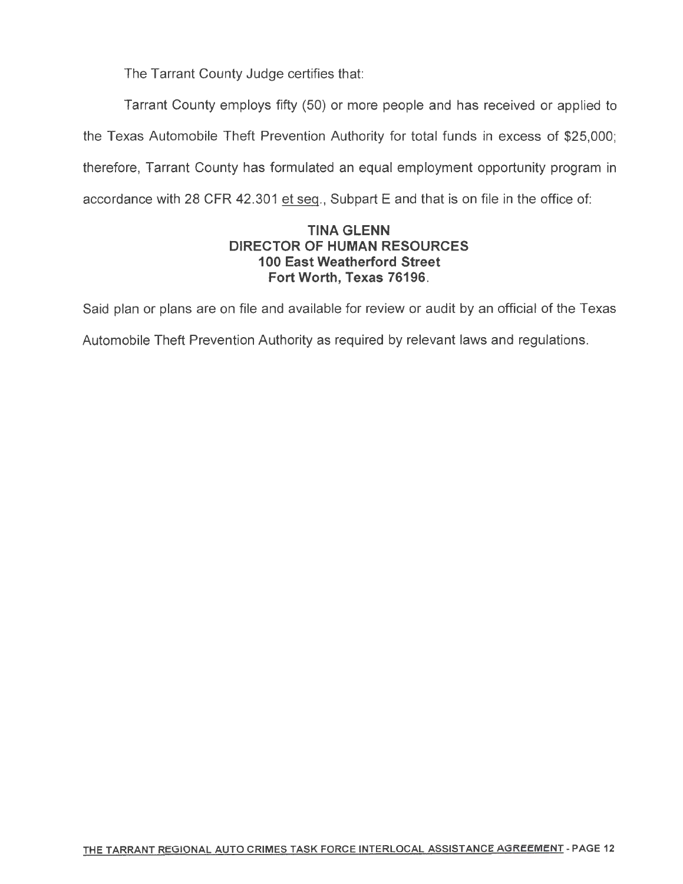The Tarrant County Judge certifies that:

Tarrant County employs fifty (50) or more people and has received or applied to the Texas Automobile Theft Prevention Authority for total funds in excess of $25,000; therefore, Tarrant County has formulated an equal employment opportunity program in accordance with 28 CFR 42.301 et seq., Subpart E and that is on file in the office of:

**TINA GLENN**
**DIRECTOR OF HUMAN RESOURCES**
**100 East Weatherford Street**
**Fort Worth, Texas 76196.**

Said plan or plans are on file and available for review or audit by an official of the Texas Automobile Theft Prevention Authority as required by relevant laws and regulations.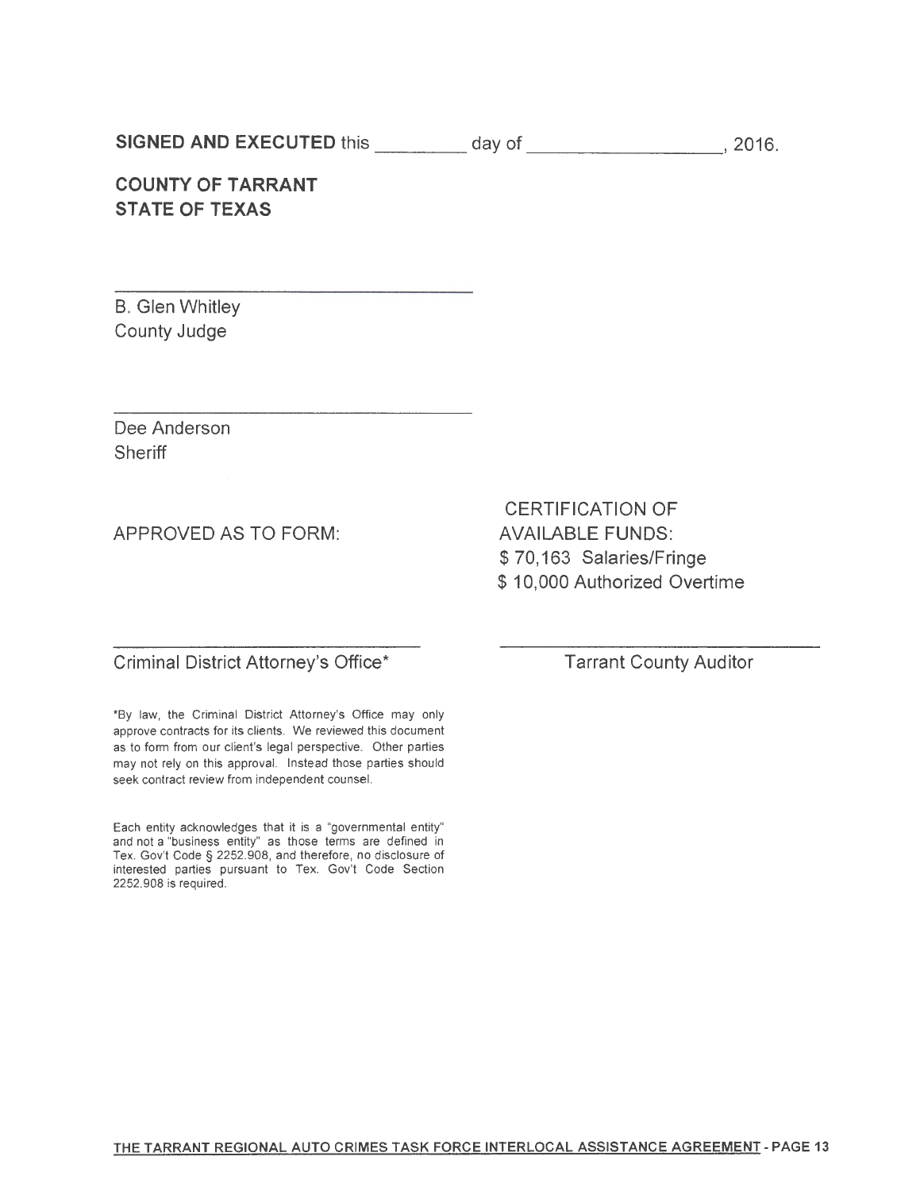**SIGNED AND EXECUTED** this _________ day of ___________________, 2016.

**COUNTY OF TARRANT**
**STATE OF TEXAS**

_________________________________
B. Glen Whitley
County Judge

_________________________________
Dee Anderson
Sheriff

APPROVED AS TO FORM:

_________________________________
Criminal District Attorney's Office*

CERTIFICATION OF
AVAILABLE FUNDS:
$ 70,163 Salaries/Fringe
$ 10,000 Authorized Overtime

_________________________________
Tarrant County Auditor

*By law, the Criminal District Attorney's Office may only approve contracts for its clients. We reviewed this document as to form from our client's legal perspective. Other parties may not rely on this approval. Instead those parties should seek contract review from independent counsel.

Each entity acknowledges that it is a "governmental entity" and not a "business entity" as those terms are defined in Tex. Gov't Code § 2252.908, and therefore, no disclosure of interested parties pursuant to Tex. Gov't Code Section 2252.908 is required.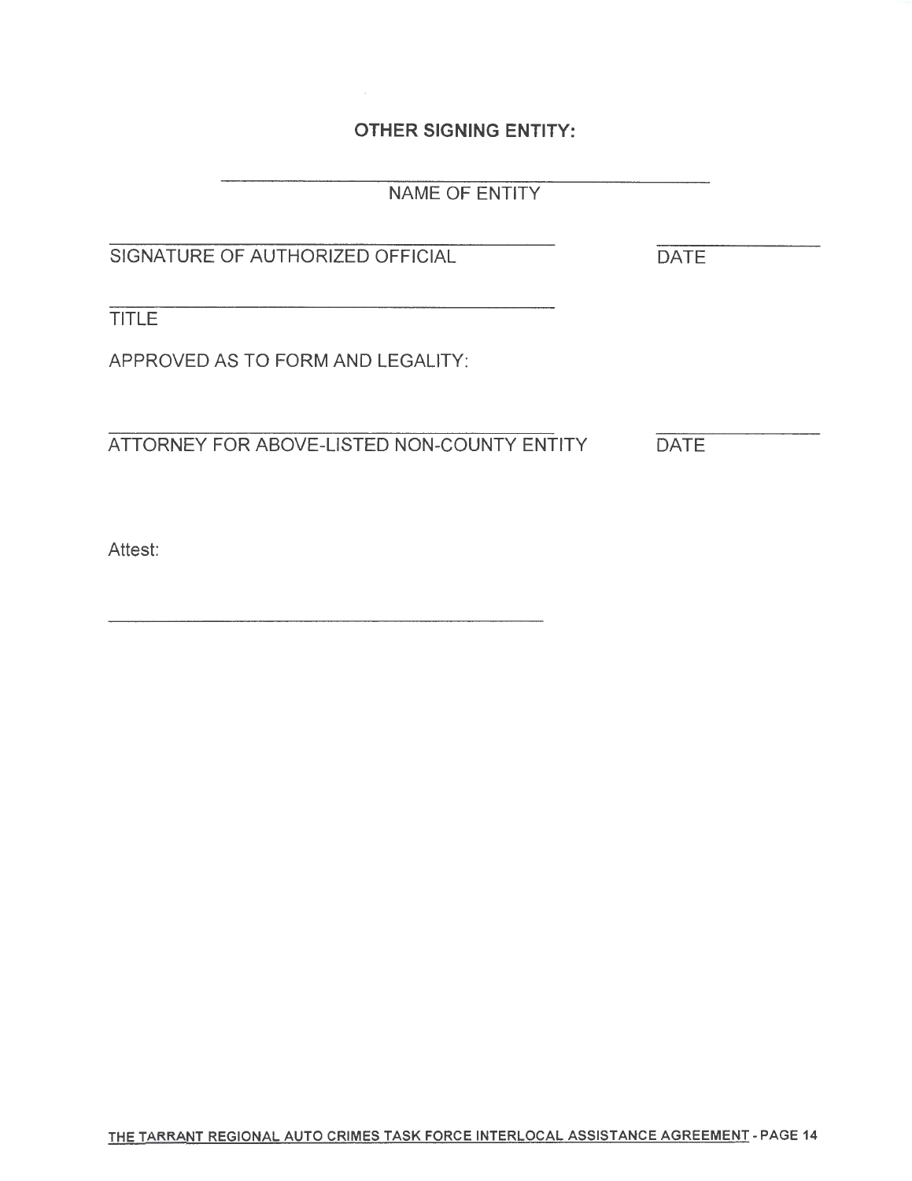**OTHER SIGNING ENTITY:**

\_\_\_\_\_\_\_\_\_\_\_\_\_\_\_\_\_\_\_\_\_\_\_\_\_\_\_\_\_\_\_\_\_\_\_\_\_\_\_\_\_\_\_\_

NAME OF ENTITY

\_\_\_\_\_\_\_\_\_\_\_\_\_\_\_\_\_\_\_\_\_\_\_\_\_\_\_\_\_\_\_\_\_\_\_\_\_\_\_\_ \_\_\_\_\_\_\_\_\_\_\_\_\_\_

SIGNATURE OF AUTHORIZED OFFICIAL DATE

\_\_\_\_\_\_\_\_\_\_\_\_\_\_\_\_\_\_\_\_\_\_\_\_\_\_\_\_\_\_\_\_\_\_\_\_\_\_\_\_

TITLE

APPROVED AS TO FORM AND LEGALITY:

\_\_\_\_\_\_\_\_\_\_\_\_\_\_\_\_\_\_\_\_\_\_\_\_\_\_\_\_\_\_\_\_\_\_\_\_\_\_\_\_ \_\_\_\_\_\_\_\_\_\_\_\_\_\_

ATTORNEY FOR ABOVE-LISTED NON-COUNTY ENTITY DATE

Attest:

\_\_\_\_\_\_\_\_\_\_\_\_\_\_\_\_\_\_\_\_\_\_\_\_\_\_\_\_\_\_\_\_\_\_\_\_\_\_\_\_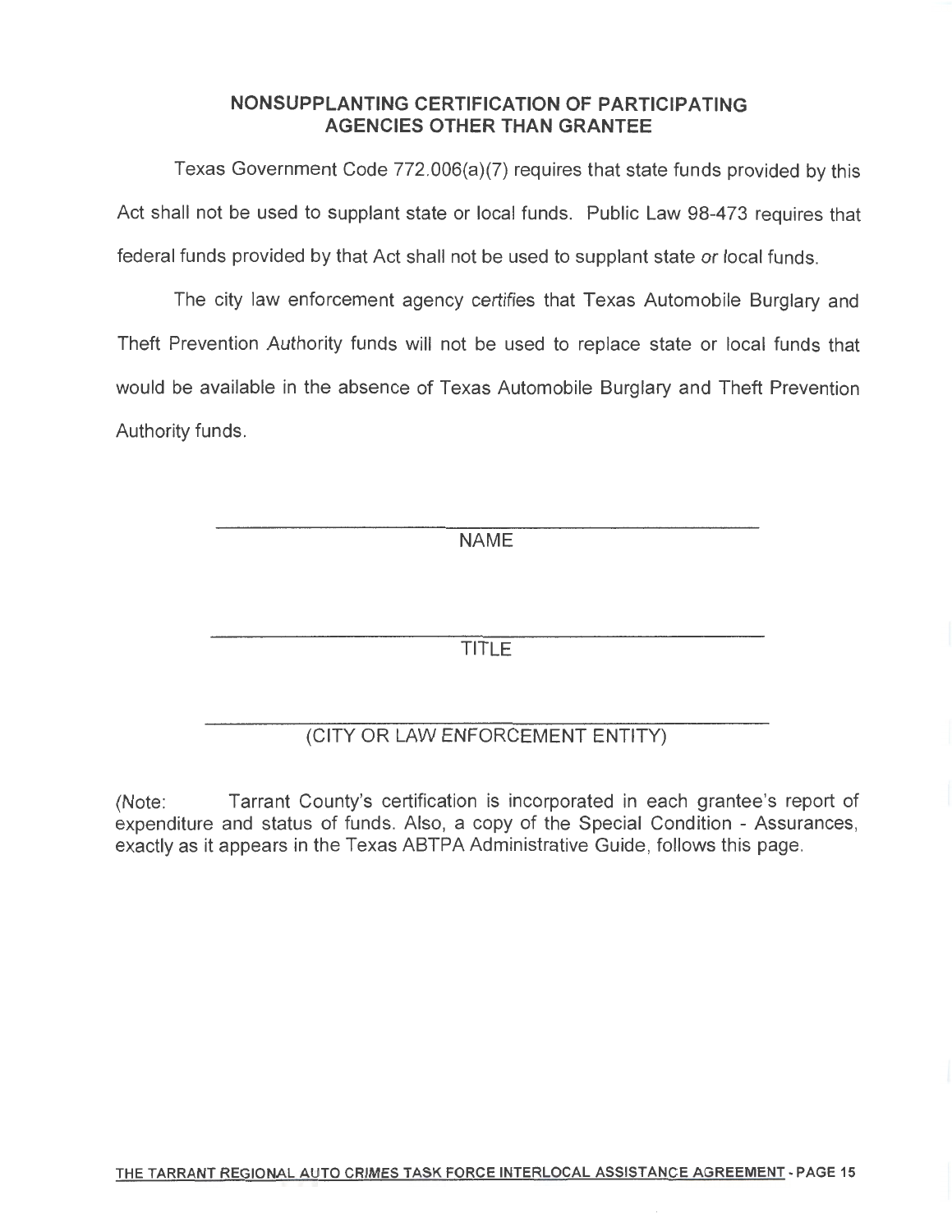## NONSUPPLANTING CERTIFICATION OF PARTICIPATING AGENCIES OTHER THAN GRANTEE

Texas Government Code 772.006(a)(7) requires that state funds provided by this Act shall not be used to supplant state or local funds. Public Law 98-473 requires that federal funds provided by that Act shall not be used to supplant state or local funds.

The city law enforcement agency certifies that Texas Automobile Burglary and Theft Prevention Authority funds will not be used to replace state or local funds that would be available in the absence of Texas Automobile Burglary and Theft Prevention Authority funds.

\_\_\_\_\_\_\_\_\_\_\_\_\_\_\_\_\_\_\_\_\_\_\_\_\_\_\_\_\_\_\_\_\_\_\_\_\_\_\_\_\_\_\_\_\_\_

NAME

\_\_\_\_\_\_\_\_\_\_\_\_\_\_\_\_\_\_\_\_\_\_\_\_\_\_\_\_\_\_\_\_\_\_\_\_\_\_\_\_\_\_\_\_\_\_

TITLE

\_\_\_\_\_\_\_\_\_\_\_\_\_\_\_\_\_\_\_\_\_\_\_\_\_\_\_\_\_\_\_\_\_\_\_\_\_\_\_\_\_\_\_\_\_\_

(CITY OR LAW ENFORCEMENT ENTITY)

(Note: Tarrant County's certification is incorporated in each grantee's report of expenditure and status of funds. Also, a copy of the Special Condition - Assurances, exactly as it appears in the Texas ABTPA Administrative Guide, follows this page.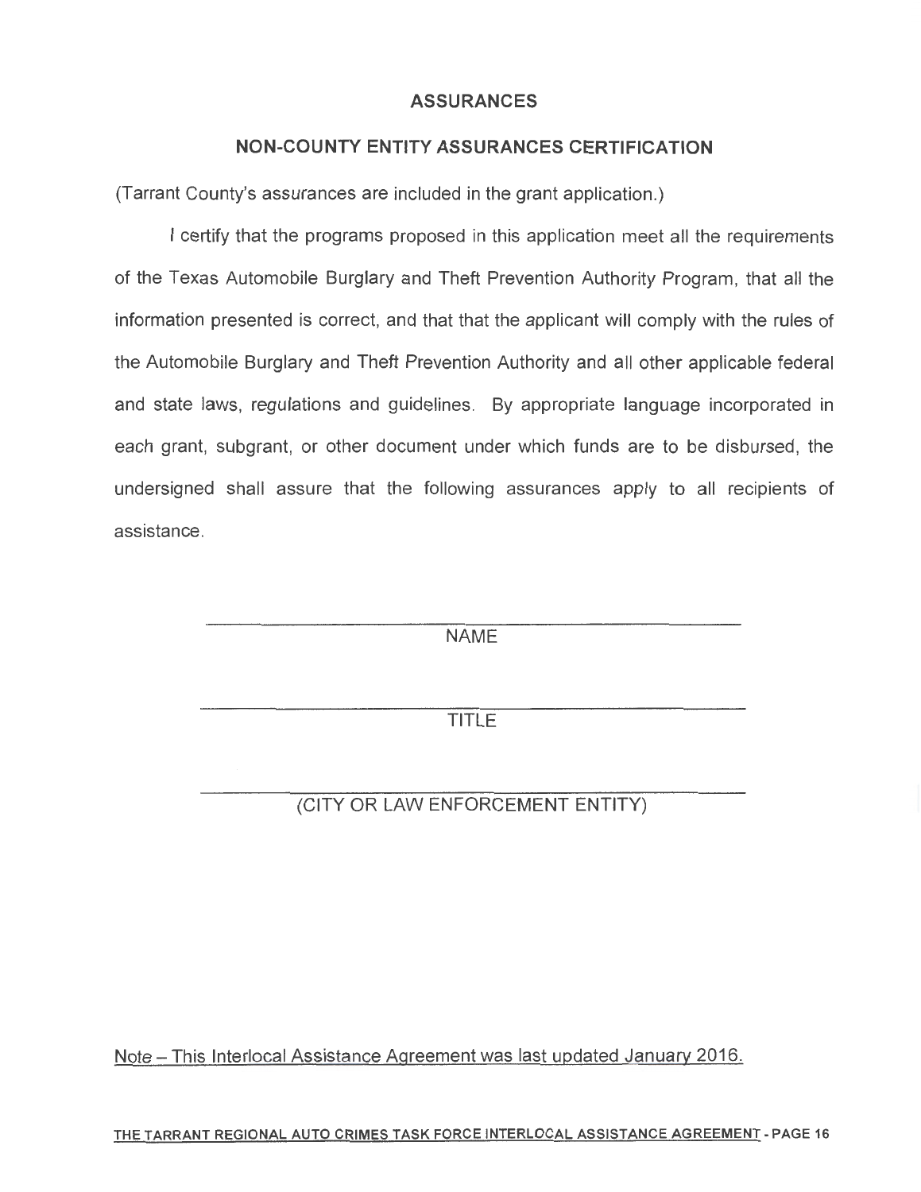## ASSURANCES

## NON-COUNTY ENTITY ASSURANCES CERTIFICATION

(Tarrant County's assurances are included in the grant application.)

I certify that the programs proposed in this application meet all the requirements of the Texas Automobile Burglary and Theft Prevention Authority Program, that all the information presented is correct, and that that the applicant will comply with the rules of the Automobile Burglary and Theft Prevention Authority and all other applicable federal and state laws, regulations and guidelines. By appropriate language incorporated in each grant, subgrant, or other document under which funds are to be disbursed, the undersigned shall assure that the following assurances apply to all recipients of assistance.

\_\_\_\_\_\_\_\_\_\_\_\_\_\_\_\_\_\_\_\_\_\_\_\_\_\_\_\_\_\_\_\_\_\_\_\_\_\_\_\_

NAME

\_\_\_\_\_\_\_\_\_\_\_\_\_\_\_\_\_\_\_\_\_\_\_\_\_\_\_\_\_\_\_\_\_\_\_\_\_\_\_\_

TITLE

\_\_\_\_\_\_\_\_\_\_\_\_\_\_\_\_\_\_\_\_\_\_\_\_\_\_\_\_\_\_\_\_\_\_\_\_\_\_\_\_

(CITY OR LAW ENFORCEMENT ENTITY)

Note – This Interlocal Assistance Agreement was last updated January 2016.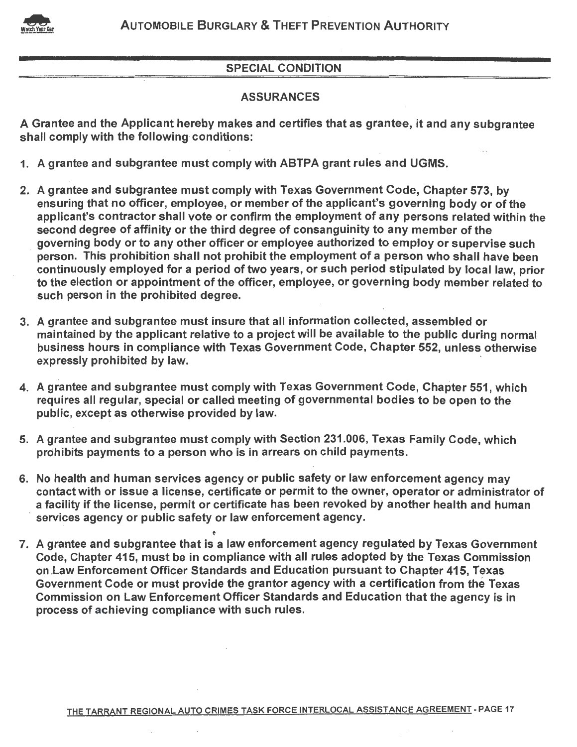## SPECIAL CONDITION

### ASSURANCES

**A Grantee and the Applicant hereby makes and certifies that as grantee, it and any subgrantee shall comply with the following conditions:**

1. A grantee and subgrantee must comply with ABTPA grant rules and UGMS.

2. A grantee and subgrantee must comply with Texas Government Code, Chapter 573, by ensuring that no officer, employee, or member of the applicant's governing body or of the applicant's contractor shall vote or confirm the employment of any persons related within the second degree of affinity or the third degree of consanguinity to any member of the governing body or to any other officer or employee authorized to employ or supervise such person. This prohibition shall not prohibit the employment of a person who shall have been continuously employed for a period of two years, or such period stipulated by local law, prior to the election or appointment of the officer, employee, or governing body member related to such person in the prohibited degree.

3. A grantee and subgrantee must insure that all information collected, assembled or maintained by the applicant relative to a project will be available to the public during normal business hours in compliance with Texas Government Code, Chapter 552, unless otherwise expressly prohibited by law.

4. A grantee and subgrantee must comply with Texas Government Code, Chapter 551, which requires all regular, special or called meeting of governmental bodies to be open to the public, except as otherwise provided by law.

5. A grantee and subgrantee must comply with Section 231.006, Texas Family Code, which prohibits payments to a person who is in arrears on child payments.

6. No health and human services agency or public safety or law enforcement agency may contact with or issue a license, certificate or permit to the owner, operator or administrator of a facility if the license, permit or certificate has been revoked by another health and human services agency or public safety or law enforcement agency.

7. A grantee and subgrantee that is a law enforcement agency regulated by Texas Government Code, Chapter 415, must be in compliance with all rules adopted by the Texas Commission on Law Enforcement Officer Standards and Education pursuant to Chapter 415, Texas Government Code or must provide the grantor agency with a certification from the Texas Commission on Law Enforcement Officer Standards and Education that the agency is in process of achieving compliance with such rules.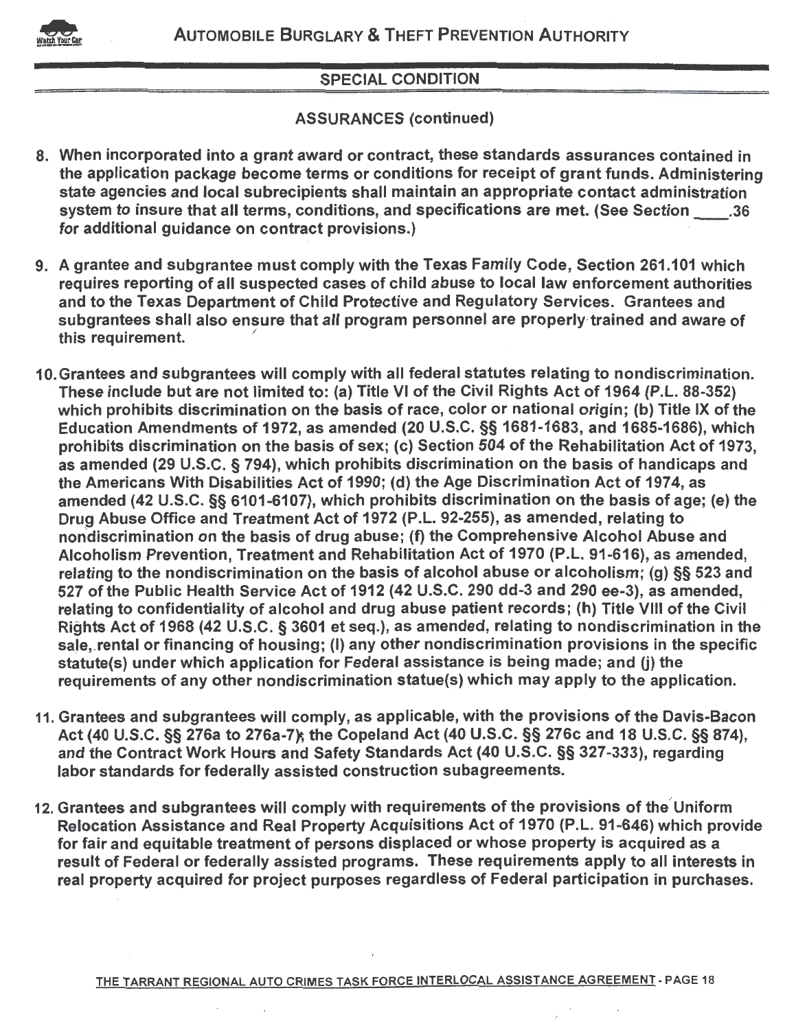## SPECIAL CONDITION

### ASSURANCES (continued)

8. When incorporated into a grant award or contract, these standards assurances contained in the application package become terms or conditions for receipt of grant funds. Administering state agencies and local subrecipients shall maintain an appropriate contact administration system to insure that all terms, conditions, and specifications are met. (See Section ____.36 for additional guidance on contract provisions.)

9. A grantee and subgrantee must comply with the Texas Family Code, Section 261.101 which requires reporting of all suspected cases of child abuse to local law enforcement authorities and to the Texas Department of Child Protective and Regulatory Services. Grantees and subgrantees shall also ensure that all program personnel are properly trained and aware of this requirement.

10. Grantees and subgrantees will comply with all federal statutes relating to nondiscrimination. These include but are not limited to: (a) Title VI of the Civil Rights Act of 1964 (P.L. 88-352) which prohibits discrimination on the basis of race, color or national origin; (b) Title IX of the Education Amendments of 1972, as amended (20 U.S.C. §§ 1681-1683, and 1685-1686), which prohibits discrimination on the basis of sex; (c) Section 504 of the Rehabilitation Act of 1973, as amended (29 U.S.C. § 794), which prohibits discrimination on the basis of handicaps and the Americans With Disabilities Act of 1990; (d) the Age Discrimination Act of 1974, as amended (42 U.S.C. §§ 6101-6107), which prohibits discrimination on the basis of age; (e) the Drug Abuse Office and Treatment Act of 1972 (P.L. 92-255), as amended, relating to nondiscrimination on the basis of drug abuse; (f) the Comprehensive Alcohol Abuse and Alcoholism Prevention, Treatment and Rehabilitation Act of 1970 (P.L. 91-616), as amended, relating to the nondiscrimination on the basis of alcohol abuse or alcoholism; (g) §§ 523 and 527 of the Public Health Service Act of 1912 (42 U.S.C. 290 dd-3 and 290 ee-3), as amended, relating to confidentiality of alcohol and drug abuse patient records; (h) Title VIII of the Civil Rights Act of 1968 (42 U.S.C. § 3601 et seq.), as amended, relating to nondiscrimination in the sale, rental or financing of housing; (I) any other nondiscrimination provisions in the specific statute(s) under which application for Federal assistance is being made; and (j) the requirements of any other nondiscrimination statue(s) which may apply to the application.

11. Grantees and subgrantees will comply, as applicable, with the provisions of the Davis-Bacon Act (40 U.S.C. §§ 276a to 276a-7); the Copeland Act (40 U.S.C. §§ 276c and 18 U.S.C. §§ 874), and the Contract Work Hours and Safety Standards Act (40 U.S.C. §§ 327-333), regarding labor standards for federally assisted construction subagreements.

12. Grantees and subgrantees will comply with requirements of the provisions of the Uniform Relocation Assistance and Real Property Acquisitions Act of 1970 (P.L. 91-646) which provide for fair and equitable treatment of persons displaced or whose property is acquired as a result of Federal or federally assisted programs. These requirements apply to all interests in real property acquired for project purposes regardless of Federal participation in purchases.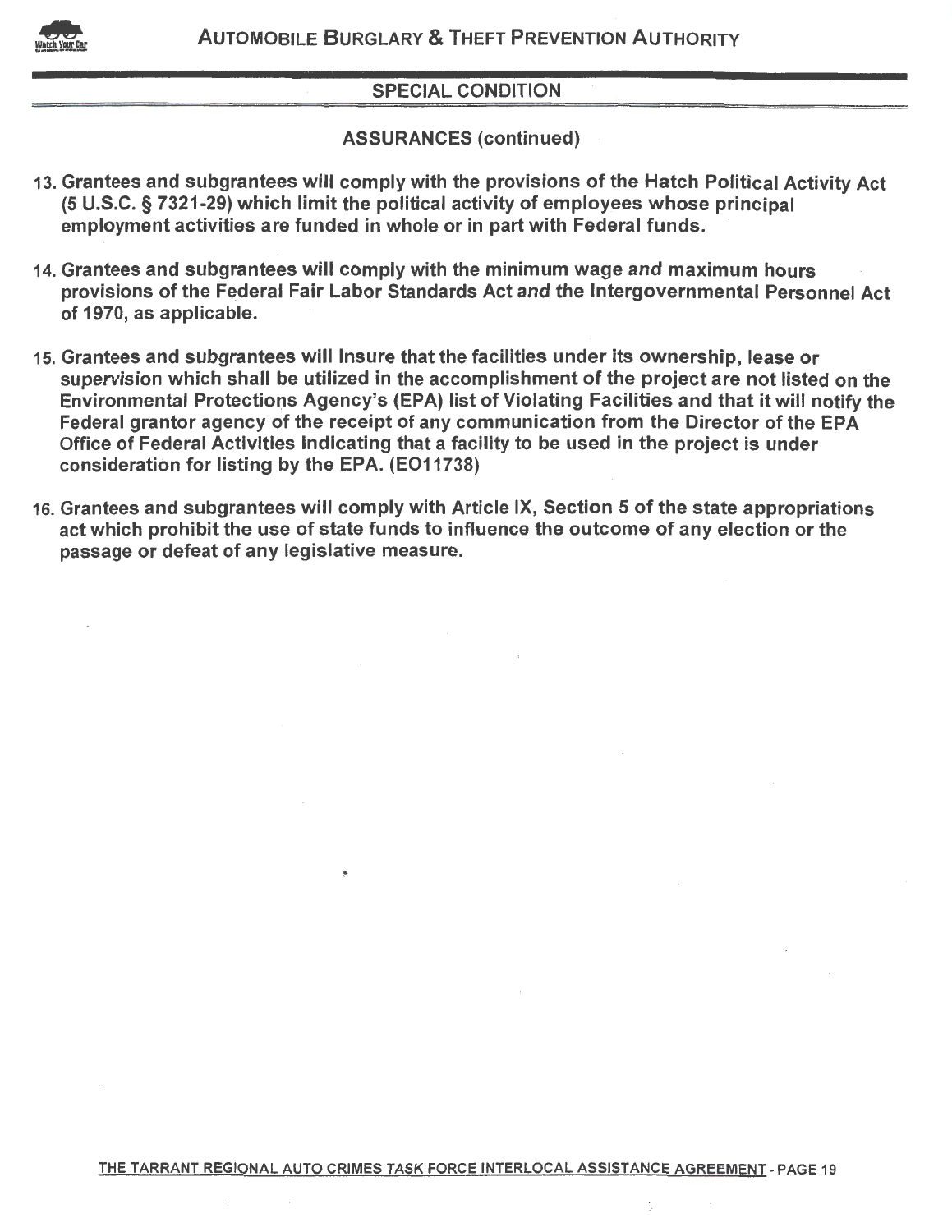## SPECIAL CONDITION

### ASSURANCES (continued)

13. Grantees and subgrantees will comply with the provisions of the Hatch Political Activity Act (5 U.S.C. § 7321-29) which limit the political activity of employees whose principal employment activities are funded in whole or in part with Federal funds.

14. Grantees and subgrantees will comply with the minimum wage *and* maximum hours provisions of the Federal Fair Labor Standards Act *and* the Intergovernmental Personnel Act of 1970, as applicable.

15. Grantees and subgrantees will insure that the facilities under its ownership, lease or supervision which shall be utilized in the accomplishment of the project are not listed on the Environmental Protections Agency's (EPA) list of Violating Facilities and that it will notify the Federal grantor agency of the receipt of any communication from the Director of the EPA Office of Federal Activities indicating that a facility to be used in the project is under consideration for listing by the EPA. (EO11738)

16. Grantees and subgrantees will comply with Article IX, Section 5 of the state appropriations act which prohibit the use of state funds to influence the outcome of any election or the passage or defeat of any legislative measure.